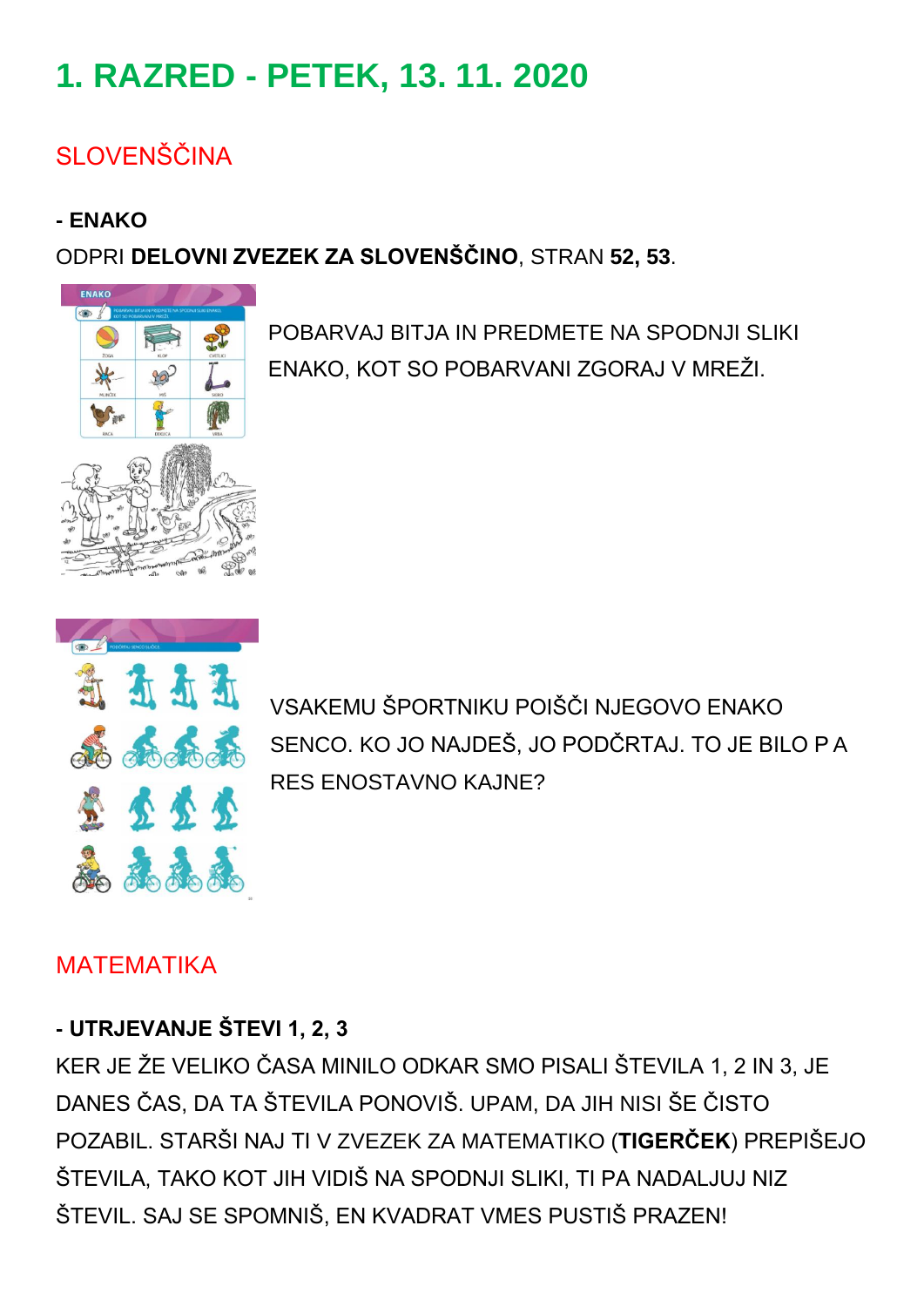# 1. RAZRED - PETEK, 13. 11. 2020

## SLOVENŠČINA

**- ENAKO**

ODPRI **DELOVNI ZVEZEK ZA SLOVENŠČINO**, STRAN **52, 53**.

POBARVAJ BITJA IN PREDMETE NA SPODNJI SLIKI ENAKO, KOT SO POBARVANI ZGORAJ V MREŽI.

VSAKEMU ŠPORTNIKU POIŠČI NJEGOVO ENAKO SENCO. KO JO NAJDEŠ, JO PODČRTAJ. TO JE BILO P A RES ENOSTAVNO KAJNE?

## MATEMATIKA

**- UTRJEVANJE ŠTEVI 1, 2, 3**

KER JE ŽE VELIKO ČASA MINILO ODKAR SMO PISALI ŠTEVILA 1, 2 IN 3, JE DANES ČAS, DA TA ŠTEVILA PONOVIŠ. UPAM, DA JIH NISI ŠE ČISTO POZABIL. STARŠI NAJ TI V ZVEZEK ZA MATEMATIKO (**TIGERČEK**) PREPIŠEJO ŠTEVILA, TAKO KOT JIH VIDIŠ NA SPODNJI SLIKI, TI PA NADALJUJ NIZ ŠTEVIL. SAJ SE SPOMNIŠ, EN KVADRAT VMES PUSTIŠ PRAZEN!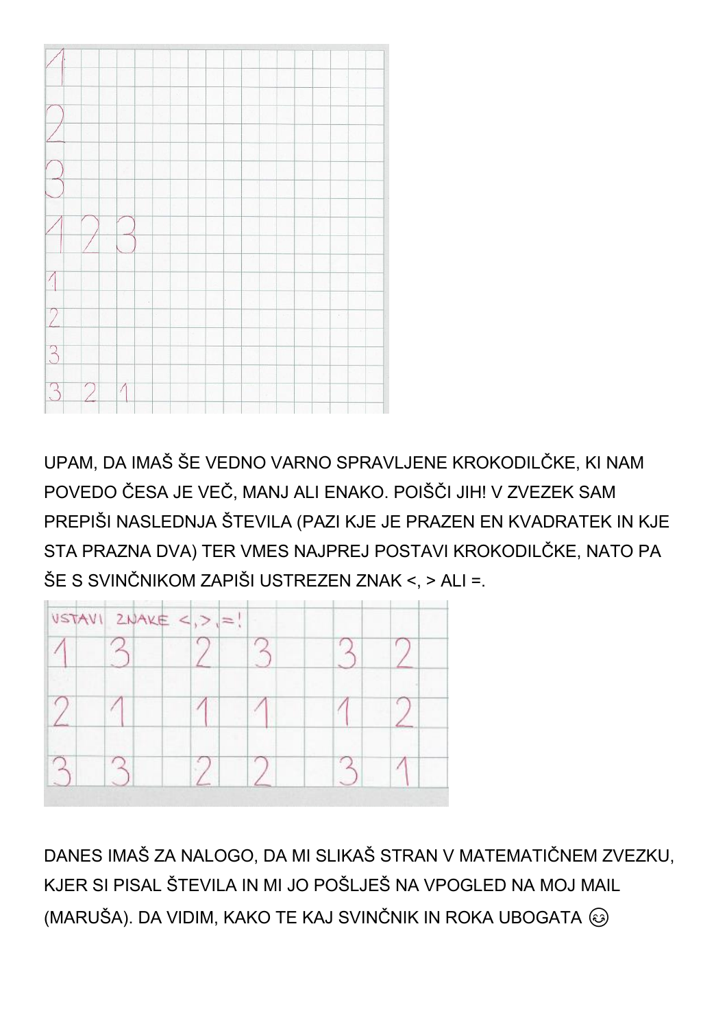1
2
3
1 2 3
1
2
3
3 2 1

UPAM, DA IMAŠ ŠE VEDNO VARNO SPRAVLJENE KROKODILČKE, KI NAM POVEDO ČESA JE VEČ, MANJ ALI ENAKO. POIŠČI JIH! V ZVEZEK SAM PREPIŠI NASLEDNJA ŠTEVILA (PAZI KJE JE PRAZEN EN KVADRATEK IN KJE STA PRAZNA DVA) TER VMES NAJPREJ POSTAVI KROKODILČKE, NATO PA ŠE S SVINČNIKOM ZAPIŠI USTREZEN ZNAK <, > ALI =.

VSTAVI ZNAKE <, >, =!

1 3   2 3   3 2
2 1   1 1   1 2
3 3   2 2   3 1

DANES IMAŠ ZA NALOGO, DA MI SLIKAŠ STRAN V MATEMATIČNEM ZVEZKU, KJER SI PISAL ŠTEVILA IN MI JO POŠLJEŠ NA VPOGLED NA MOJ MAIL (MARUŠA). DA VIDIM, KAKO TE KAJ SVINČNIK IN ROKA UBOGATA 😉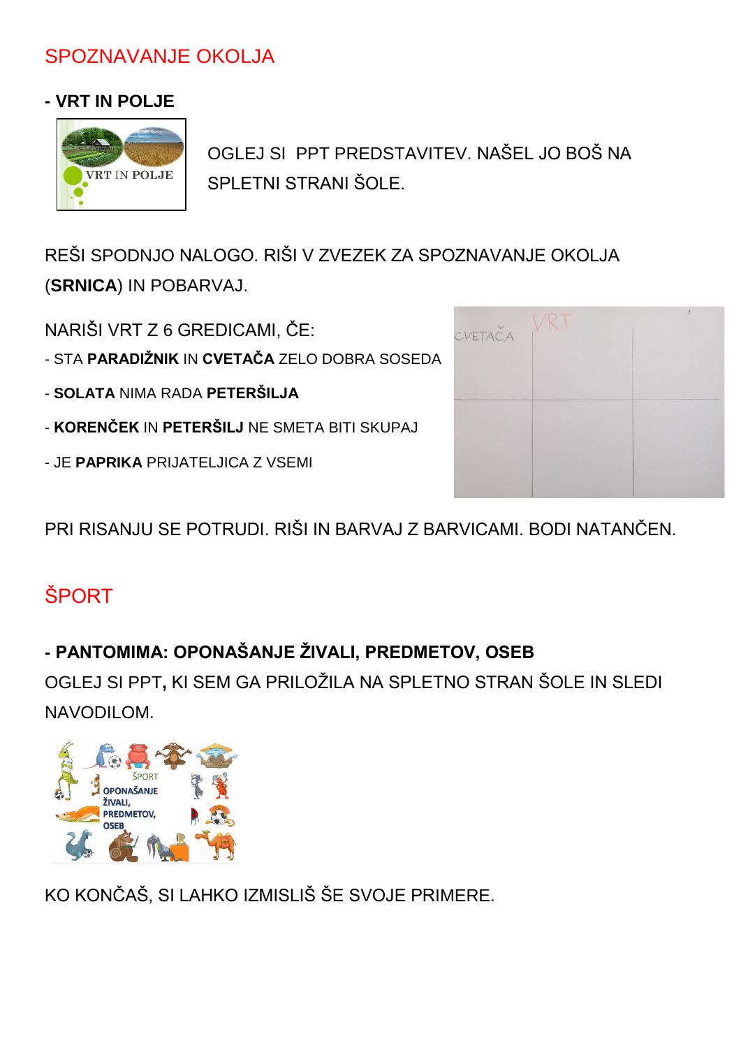# SPOZNAVANJE OKOLJA

## - VRT IN POLJE

OGLEJ SI PPT PREDSTAVITEV. NAŠEL JO BOŠ NA SPLETNI STRANI ŠOLE.

REŠI SPODNJO NALOGO. RIŠI V ZVEZEK ZA SPOZNAVANJE OKOLJA (**SRNICA**) IN POBARVAJ.

NARIŠI VRT Z 6 GREDICAMI, ČE:

- STA **PARADIŽNIK** IN **CVETAČA** ZELO DOBRA SOSEDA
- **SOLATA** NIMA RADA **PETERŠILJA**
- **KORENČEK** IN **PETERŠILJ** NE SMETA BITI SKUPAJ
- JE **PAPRIKA** PRIJATELJICA Z VSEMI

PRI RISANJU SE POTRUDI. RIŠI IN BARVAJ Z BARVICAMI. BODI NATANČEN.

# ŠPORT

## - PANTOMIMA: OPONAŠANJE ŽIVALI, PREDMETOV, OSEB

OGLEJ SI PPT**,** KI SEM GA PRILOŽILA NA SPLETNO STRAN ŠOLE IN SLEDI NAVODILOM.

KO KONČAŠ, SI LAHKO IZMISLIŠ ŠE SVOJE PRIMERE.